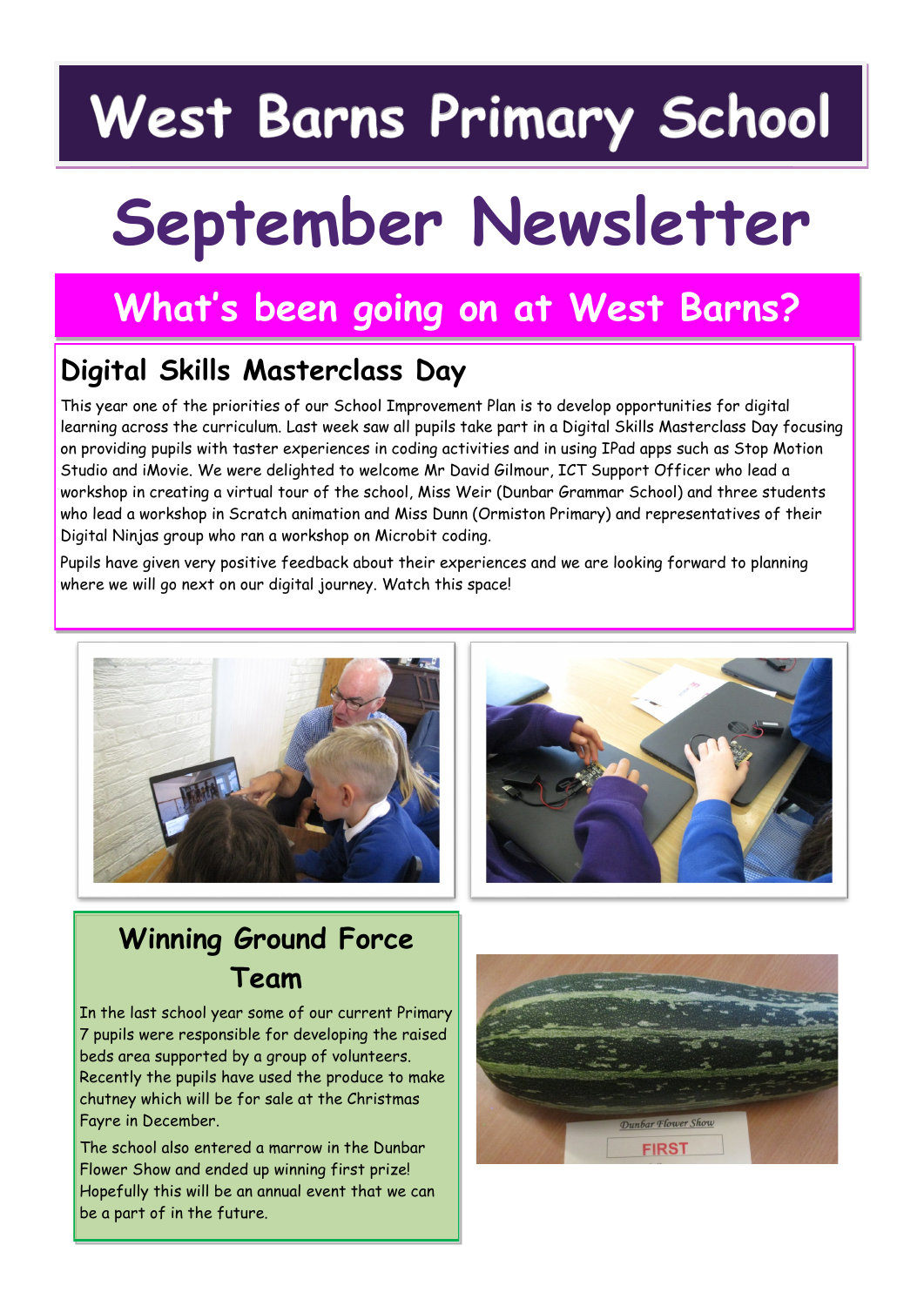# West Barns Primary School

# September Newsletter

## What's been going on at West Barns?

### Digital Skills Masterclass Day

This year one of the priorities of our School Improvement Plan is to develop opportunities for digital learning across the curriculum. Last week saw all pupils take part in a Digital Skills Masterclass Day focusing on providing pupils with taster experiences in coding activities and in using IPad apps such as Stop Motion Studio and iMovie. We were delighted to welcome Mr David Gilmour, ICT Support Officer who lead a workshop in creating a virtual tour of the school, Miss Weir (Dunbar Grammar School) and three students who lead a workshop in Scratch animation and Miss Dunn (Ormiston Primary) and representatives of their Digital Ninjas group who ran a workshop on Microbit coding.

Pupils have given very positive feedback about their experiences and we are looking forward to planning where we will go next on our digital journey. Watch this space!

### Winning Ground Force Team

In the last school year some of our current Primary 7 pupils were responsible for developing the raised beds area supported by a group of volunteers. Recently the pupils have used the produce to make chutney which will be for sale at the Christmas Fayre in December.

The school also entered a marrow in the Dunbar Flower Show and ended up winning first prize! Hopefully this will be an annual event that we can be a part of in the future.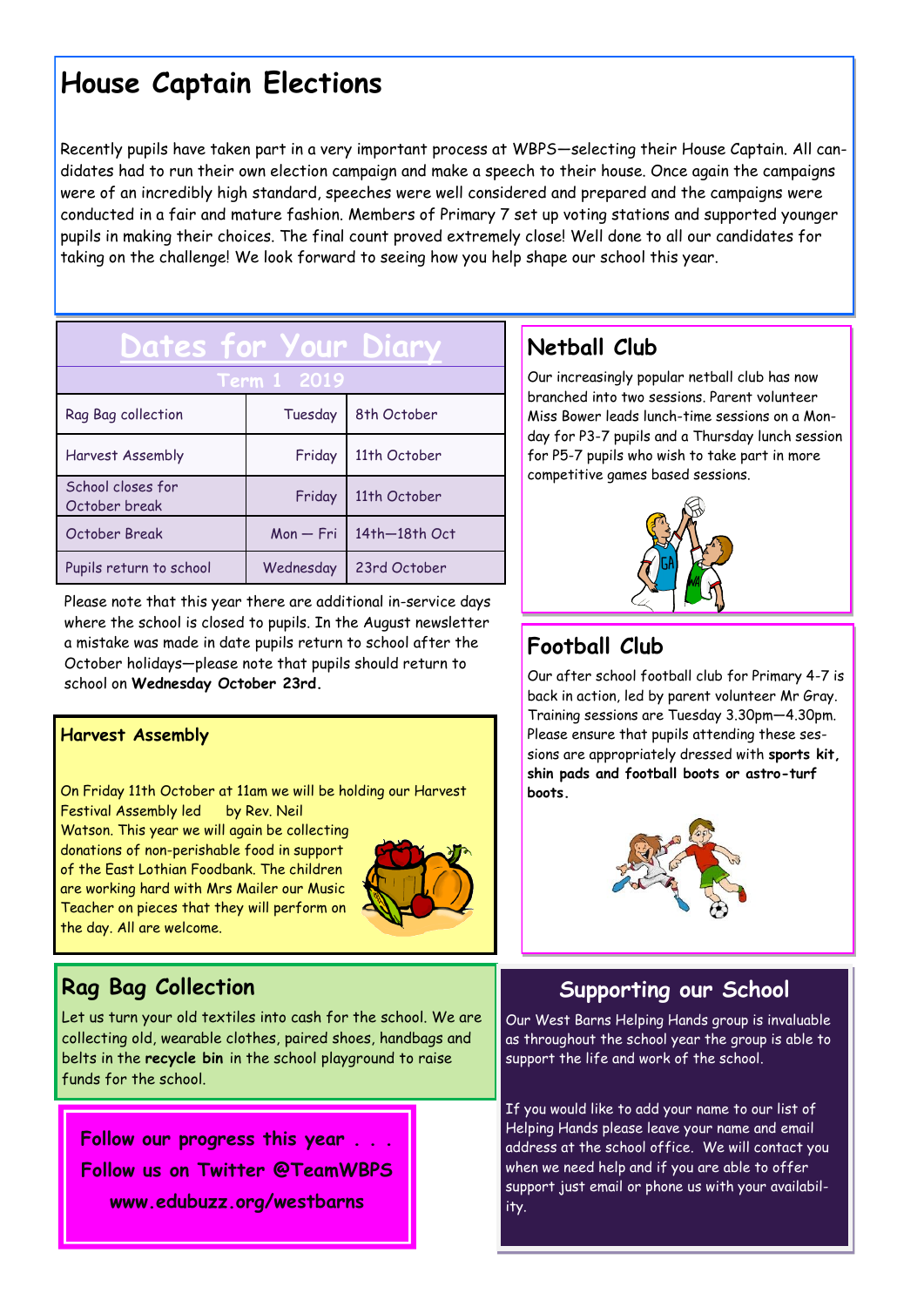# House Captain Elections

Recently pupils have taken part in a very important process at WBPS—selecting their House Captain. All candidates had to run their own election campaign and make a speech to their house. Once again the campaigns were of an incredibly high standard, speeches were well considered and prepared and the campaigns were conducted in a fair and mature fashion. Members of Primary 7 set up voting stations and supported younger pupils in making their choices. The final count proved extremely close! Well done to all our candidates for taking on the challenge! We look forward to seeing how you help shape our school this year.

## Dates for Your Diary

**Term 1 2019**

| | | |
|---|---|---|
| Rag Bag collection | Tuesday | 8th October |
| Harvest Assembly | Friday | 11th October |
| School closes for October break | Friday | 11th October |
| October Break | Mon — Fri | 14th—18th Oct |
| Pupils return to school | Wednesday | 23rd October |

Please note that this year there are additional in-service days where the school is closed to pupils. In the August newsletter a mistake was made in date pupils return to school after the October holidays—please note that pupils should return to school on **Wednesday October 23rd.**

### Harvest Assembly

On Friday 11th October at 11am we will be holding our Harvest Festival Assembly led by Rev. Neil Watson. This year we will again be collecting donations of non-perishable food in support of the East Lothian Foodbank. The children are working hard with Mrs Mailer our Music Teacher on pieces that they will perform on the day. All are welcome.

## Rag Bag Collection

Let us turn your old textiles into cash for the school. We are collecting old, wearable clothes, paired shoes, handbags and belts in the **recycle bin** in the school playground to raise funds for the school.

**Follow our progress this year . . .**
**Follow us on Twitter @TeamWBPS**
**www.edubuzz.org/westbarns**

## Netball Club

Our increasingly popular netball club has now branched into two sessions. Parent volunteer Miss Bower leads lunch-time sessions on a Monday for P3-7 pupils and a Thursday lunch session for P5-7 pupils who wish to take part in more competitive games based sessions.

## Football Club

Our after school football club for Primary 4-7 is back in action, led by parent volunteer Mr Gray. Training sessions are Tuesday 3.30pm—4.30pm. Please ensure that pupils attending these sessions are appropriately dressed with **sports kit, shin pads and football boots or astro-turf boots.**

## Supporting our School

Our West Barns Helping Hands group is invaluable as throughout the school year the group is able to support the life and work of the school.

If you would like to add your name to our list of Helping Hands please leave your name and email address at the school office. We will contact you when we need help and if you are able to offer support just email or phone us with your availability.